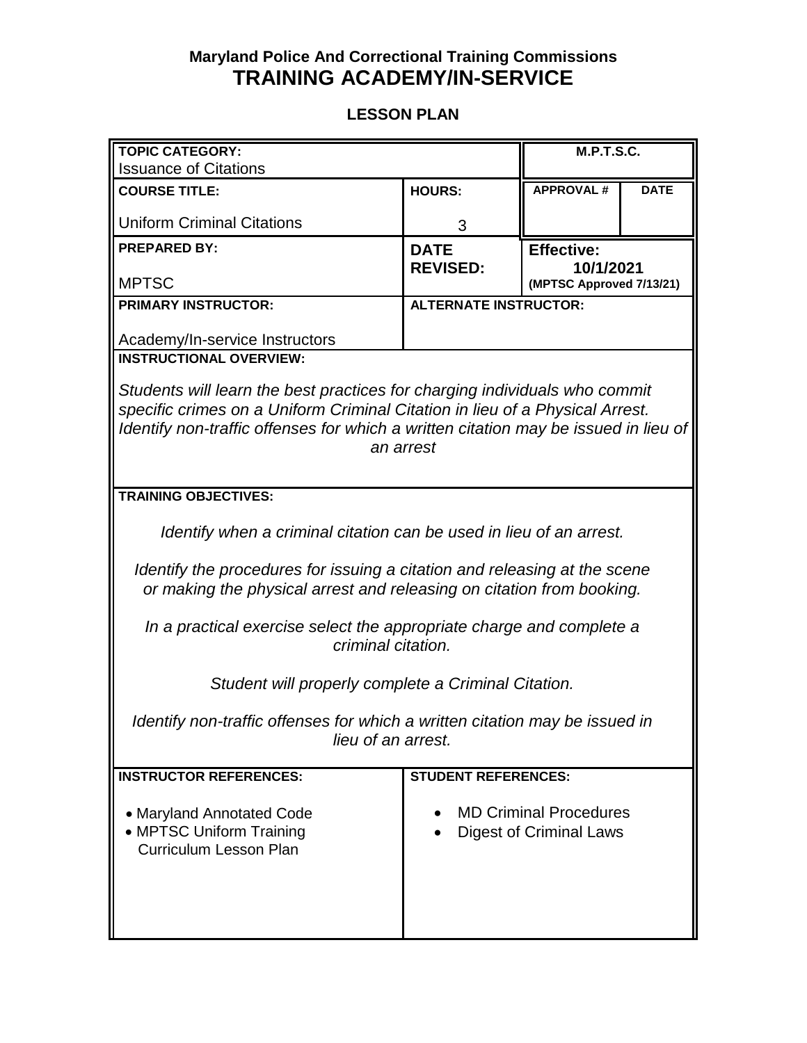**Maryland Police And Correctional Training Commissions**

# TRAINING ACADEMY/IN-SERVICE

## LESSON PLAN

| **TOPIC CATEGORY:** Issuance of Citations | | **M.P.T.S.C.** | |
|---|---|---|---|
| **COURSE TITLE:** Uniform Criminal Citations | **HOURS:** 3 | **APPROVAL #** | **DATE** |
| **PREPARED BY:** MPTSC | **DATE REVISED:** | **Effective: 10/1/2021** (MPTSC Approved 7/13/21) | |
| **PRIMARY INSTRUCTOR:** Academy/In-service Instructors | **ALTERNATE INSTRUCTOR:** | | |

**INSTRUCTIONAL OVERVIEW:**

*Students will learn the best practices for charging individuals who commit specific crimes on a Uniform Criminal Citation in lieu of a Physical Arrest. Identify non-traffic offenses for which a written citation may be issued in lieu of an arrest*

**TRAINING OBJECTIVES:**

*Identify when a criminal citation can be used in lieu of an arrest.*

*Identify the procedures for issuing a citation and releasing at the scene or making the physical arrest and releasing on citation from booking.*

*In a practical exercise select the appropriate charge and complete a criminal citation.*

*Student will properly complete a Criminal Citation.*

*Identify non-traffic offenses for which a written citation may be issued in lieu of an arrest.*

| **INSTRUCTOR REFERENCES:** | **STUDENT REFERENCES:** |
|---|---|
| • Maryland Annotated Code<br>• MPTSC Uniform Training Curriculum Lesson Plan | • MD Criminal Procedures<br>• Digest of Criminal Laws |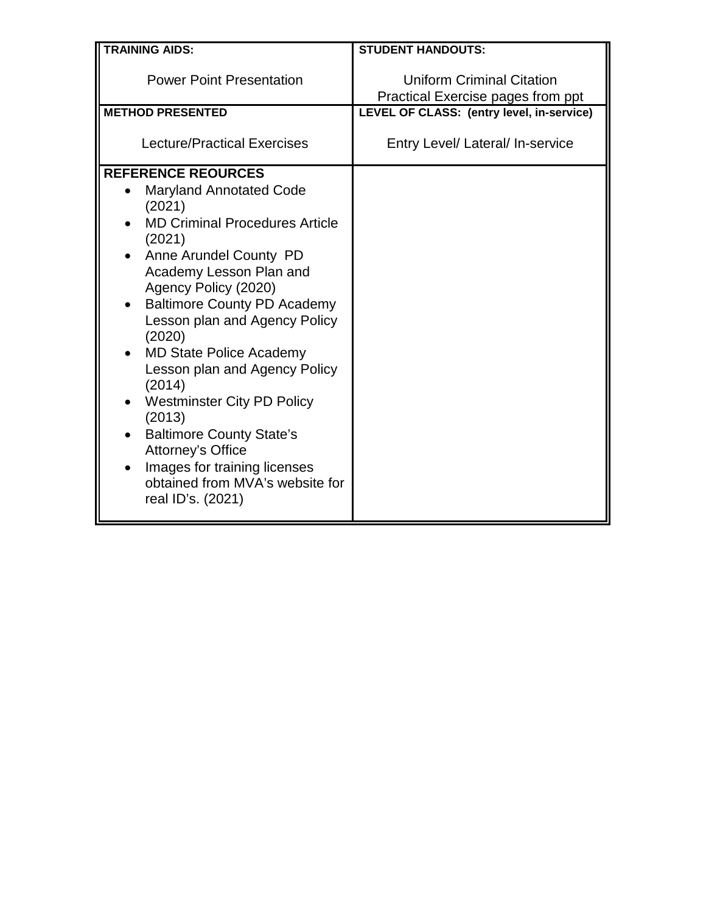| TRAINING AIDS: | STUDENT HANDOUTS: |
|---|---|
| Power Point Presentation | Uniform Criminal Citation<br>Practical Exercise pages from ppt |
| **METHOD PRESENTED** | **LEVEL OF CLASS: (entry level, in-service)** |
| Lecture/Practical Exercises | Entry Level/ Lateral/ In-service |
| **REFERENCE REOURCES**<br>• Maryland Annotated Code (2021)<br>• MD Criminal Procedures Article (2021)<br>• Anne Arundel County PD Academy Lesson Plan and Agency Policy (2020)<br>• Baltimore County PD Academy Lesson plan and Agency Policy (2020)<br>• MD State Police Academy Lesson plan and Agency Policy (2014)<br>• Westminster City PD Policy (2013)<br>• Baltimore County State's Attorney's Office<br>• Images for training licenses obtained from MVA's website for real ID's. (2021) | |